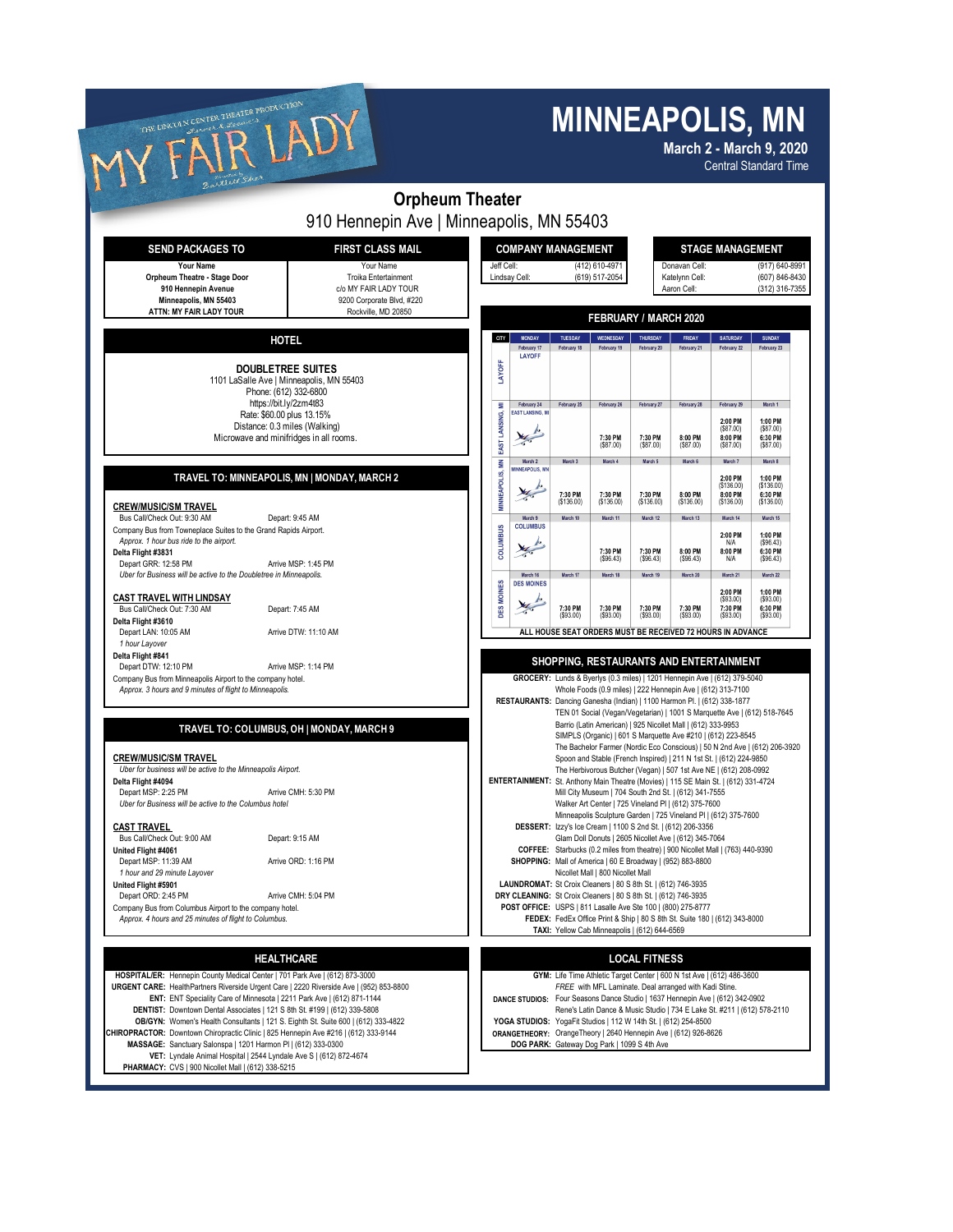THE LINCOLN CENTER THEATER PRODUCTION

Lerner & Loewe's

# MY FAIR LADY

Directed by Bartlett Sher

# MINNEAPOLIS, MN

**March 2 - March 9, 2020**

Central Standard Time

## Orpheum Theater

910 Hennepin Ave | Minneapolis, MN 55403

| SEND PACKAGES TO | FIRST CLASS MAIL |
|---|---|
| **Your Name** | Your Name |
| **Orpheum Theatre - Stage Door** | Troika Entertainment |
| **910 Hennepin Avenue** | c/o MY FAIR LADY TOUR |
| **Minneapolis, MN 55403** | 9200 Corporate Blvd, #220 |
| **ATTN: MY FAIR LADY TOUR** | Rockville, MD 20850 |

## HOTEL

**DOUBLETREE SUITES**
1101 LaSalle Ave | Minneapolis, MN 55403
Phone: (612) 332-6800
https://bit.ly/2zm4t83
Rate: $60.00 plus 13.15%
Distance: 0.3 miles (Walking)
Microwave and minifridges in all rooms.

## TRAVEL TO: MINNEAPOLIS, MN | MONDAY, MARCH 2

**CREW/MUSIC/SM TRAVEL**
Bus Call/Check Out: 9:30 AM — Depart: 9:45 AM
Company Bus from Towneplace Suites to the Grand Rapids Airport.
*Approx. 1 hour bus ride to the airport.*
**Delta Flight #3831**
Depart GRR: 12:58 PM — Arrive MSP: 1:45 PM
*Uber for Business will be active to the Doubletree in Minneapolis.*

**CAST TRAVEL WITH LINDSAY**
Bus Call/Check Out: 7:30 AM — Depart: 7:45 AM
**Delta Flight #3610**
Depart LAN: 10:05 AM — Arrive DTW: 11:10 AM
*1 hour Layover*
**Delta Flight #841**
Depart DTW: 12:10 PM — Arrive MSP: 1:14 PM
Company Bus from Minneapolis Airport to the company hotel.
*Approx. 3 hours and 9 minutes of flight to Minneapolis.*

## TRAVEL TO: COLUMBUS, OH | MONDAY, MARCH 9

**CREW/MUSIC/SM TRAVEL**
*Uber for business will be active to the Minneapolis Airport.*
**Delta Flight #4094**
Depart MSP: 2:25 PM — Arrive CMH: 5:30 PM
*Uber for Business will be active to the Columbus hotel*

**CAST TRAVEL**
Bus Call/Check Out: 9:00 AM — Depart: 9:15 AM
**United Flight #4061**
Depart MSP: 11:39 AM — Arrive ORD: 1:16 PM
*1 hour and 29 minute Layover*
**United Flight #5901**
Depart ORD: 2:45 PM — Arrive CMH: 5:04 PM
Company Bus from Columbus Airport to the company hotel.
*Approx. 4 hours and 25 minutes of flight to Columbus.*

## HEALTHCARE

**HOSPITAL/ER:** Hennepin County Medical Center | 701 Park Ave | (612) 873-3000
**URGENT CARE:** HealthPartners Riverside Urgent Care | 2220 Riverside Ave | (952) 853-8800
**ENT:** ENT Speciality Care of Minnesota | 2211 Park Ave | (612) 871-1144
**DENTIST:** Downtown Dental Associates | 121 S 8th St. #199 | (612) 339-5808
**OB/GYN:** Women's Health Consultants | 121 S. Eighth St. Suite 600 | (612) 333-4822
**CHIROPRACTOR:** Downtown Chiropractic Clinic | 825 Hennepin Ave #216 | (612) 333-9144
**MASSAGE:** Sanctuary Salonspa | 1201 Harmon Pl | (612) 333-0300
**VET:** Lyndale Animal Hospital | 2544 Lyndale Ave S | (612) 872-4674
**PHARMACY:** CVS | 900 Nicollet Mall | (612) 338-5215

## COMPANY MANAGEMENT

| | |
|---|---|
| Jeff Cell: | (412) 610-4971 |
| Lindsay Cell: | (619) 517-2054 |

## STAGE MANAGEMENT

| | |
|---|---|
| Donavan Cell: | (917) 640-8991 |
| Katelynn Cell: | (607) 846-8430 |
| Aaron Cell: | (312) 316-7355 |

## FEBRUARY / MARCH 2020

| CITY | MONDAY | TUESDAY | WEDNESDAY | THURSDAY | FRIDAY | SATURDAY | SUNDAY |
|---|---|---|---|---|---|---|---|
| LAYOFF | February 17 LAYOFF | February 18 | February 19 | February 20 | February 21 | February 22 | February 23 |
| EAST LANSING, MI | February 24 EAST LANSING, MI | February 25 | February 26 7:30 PM ($87.00) | February 27 7:30 PM ($87.00) | February 28 8:00 PM ($87.00) | February 29 2:00 PM ($87.00) 8:00 PM ($87.00) | March 1 1:00 PM ($87.00) 6:30 PM ($87.00) |
| MINNEAPOLIS, MN | March 2 MINNEAPOLIS, MN | March 3 7:30 PM ($136.00) | March 4 7:30 PM ($136.00) | March 5 7:30 PM ($136.00) | March 6 8:00 PM ($136.00) | March 7 2:00 PM ($136.00) 8:00 PM ($136.00) | March 8 1:00 PM ($136.00) 6:30 PM ($136.00) |
| COLUMBUS | March 9 COLUMBUS | March 10 | March 11 7:30 PM ($96.43) | March 12 7:30 PM ($96.43) | March 13 8:00 PM ($96.43) | March 14 2:00 PM N/A 8:00 PM N/A | March 15 1:00 PM ($96.43) 6:30 PM ($96.43) |
| DES MOINES | March 16 DES MOINES | March 17 7:30 PM ($93.00) | March 18 7:30 PM ($93.00) | March 19 7:30 PM ($93.00) | March 20 7:30 PM ($93.00) | March 21 2:00 PM ($93.00) 7:30 PM ($93.00) | March 22 1:00 PM ($93.00) 6:30 PM ($93.00) |

**ALL HOUSE SEAT ORDERS MUST BE RECEIVED 72 HOURS IN ADVANCE**

## SHOPPING, RESTAURANTS AND ENTERTAINMENT

**GROCERY:** Lunds & Byerlys (0.3 miles) | 1201 Hennepin Ave | (612) 379-5040
Whole Foods (0.9 miles) | 222 Hennepin Ave | (612) 313-7100
**RESTAURANTS:** Dancing Ganesha (Indian) | 1100 Harmon Pl. | (612) 338-1877
TEN 01 Social (Vegan/Vegetarian) | 1001 S Marquette Ave | (612) 518-7645
Barrio (Latin American) | 925 Nicollet Mall | (612) 333-9953
SIMPLS (Organic) | 601 S Marquette Ave #210 | (612) 223-8545
The Bachelor Farmer (Nordic Eco Conscious) | 50 N 2nd Ave | (612) 206-3920
Spoon and Stable (French Inspired) | 211 N 1st St. | (612) 224-9850
The Herbivorous Butcher (Vegan) | 507 1st Ave NE | (612) 208-0992
**ENTERTAINMENT:** St. Anthony Main Theatre (Movies) | 115 SE Main St. | (612) 331-4724
Mill City Museum | 704 South 2nd St. | (612) 341-7555
Walker Art Center | 725 Vineland Pl | (612) 375-7600
Minneapolis Sculpture Garden | 725 Vineland Pl | (612) 375-7600
**DESSERT:** Izzy's Ice Cream | 1100 S 2nd St. | (612) 206-3356
Glam Doll Donuts | 2605 Nicollet Ave | (612) 345-7064
**COFFEE:** Starbucks (0.2 miles from theatre) | 900 Nicollet Mall | (763) 440-9390
**SHOPPING:** Mall of America | 60 E Broadway | (952) 883-8800
Nicollet Mall | 800 Nicollet Mall
**LAUNDROMAT:** St Croix Cleaners | 80 S 8th St. | (612) 746-3935
**DRY CLEANING:** St Croix Cleaners | 80 S 8th St. | (612) 746-3935
**POST OFFICE:** USPS | 811 Lasalle Ave Ste 100 | (800) 275-8777
**FEDEX:** FedEx Office Print & Ship | 80 S 8th St. Suite 180 | (612) 343-8000
**TAXI:** Yellow Cab Minneapolis | (612) 644-6569

## LOCAL FITNESS

**GYM:** Life Time Athletic Target Center | 600 N 1st Ave | (612) 486-3600
*FREE* with MFL Laminate. Deal arranged with Kadi Stine.
**DANCE STUDIOS:** Four Seasons Dance Studio | 1637 Hennepin Ave | (612) 342-0902
Rene's Latin Dance & Music Studio | 734 E Lake St. #211 | (612) 578-2110
**YOGA STUDIOS:** YogaFit Studios | 112 W 14th St. | (612) 254-8500
**ORANGETHEORY:** OrangeTheory | 2640 Hennepin Ave | (612) 926-8626
**DOG PARK:** Gateway Dog Park | 1099 S 4th Ave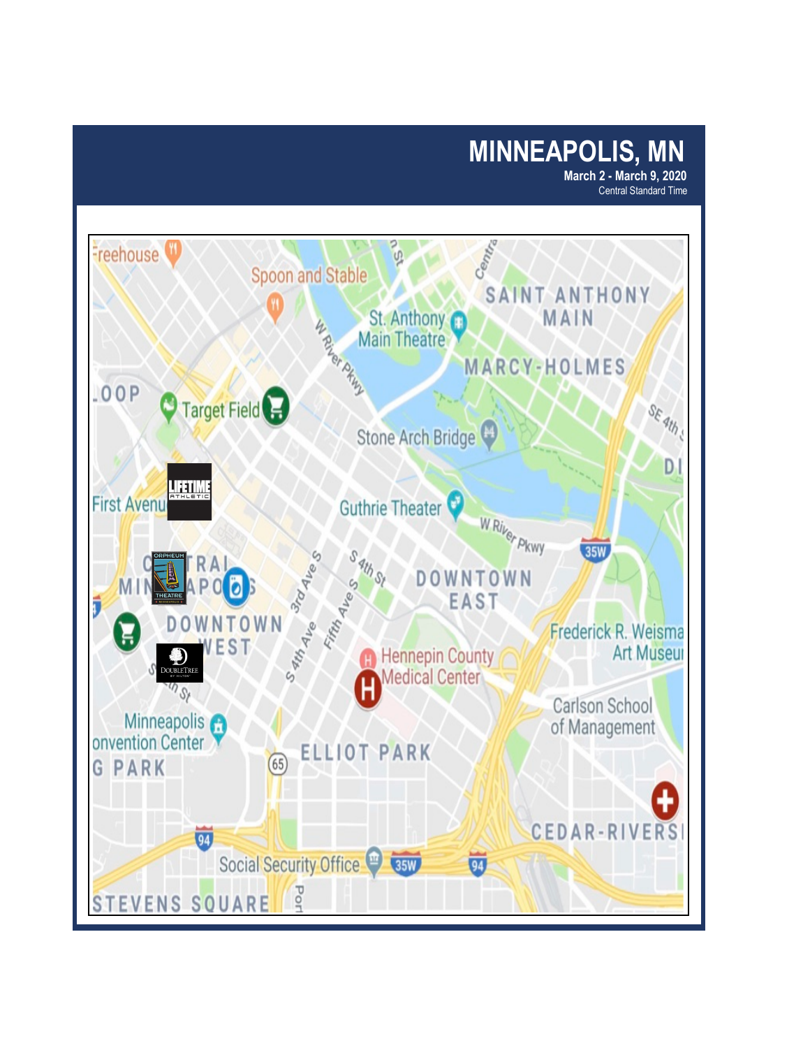# MINNEAPOLIS, MN

**March 2 - March 9, 2020**

Central Standard Time

Freehouse
Spoon and Stable
St. Anthony Main Theatre
SAINT ANTHONY MAIN
MARCY-HOLMES
LOOP
Target Field
Stone Arch Bridge
LIFETIME ATHLETIC
First Avenue
Guthrie Theater
W River Pkwy
W River Pkwy
35W
ORPHEUM THEATRE
CENTRAL MINNEAPOLIS
DOWNTOWN WEST
3rd Ave S
S 4th St
Fifth Ave S
S 4th Ave
DOWNTOWN EAST
DOUBLETREE BY HILTON
Hennepin County Medical Center
Frederick R. Weisman Art Museum
Carlson School of Management
Minneapolis Convention Center
65
ELLIOT PARK
G PARK
94
Social Security Office
35W
94
CEDAR-RIVERSIDE
STEVENS SQUARE
SE 4th St